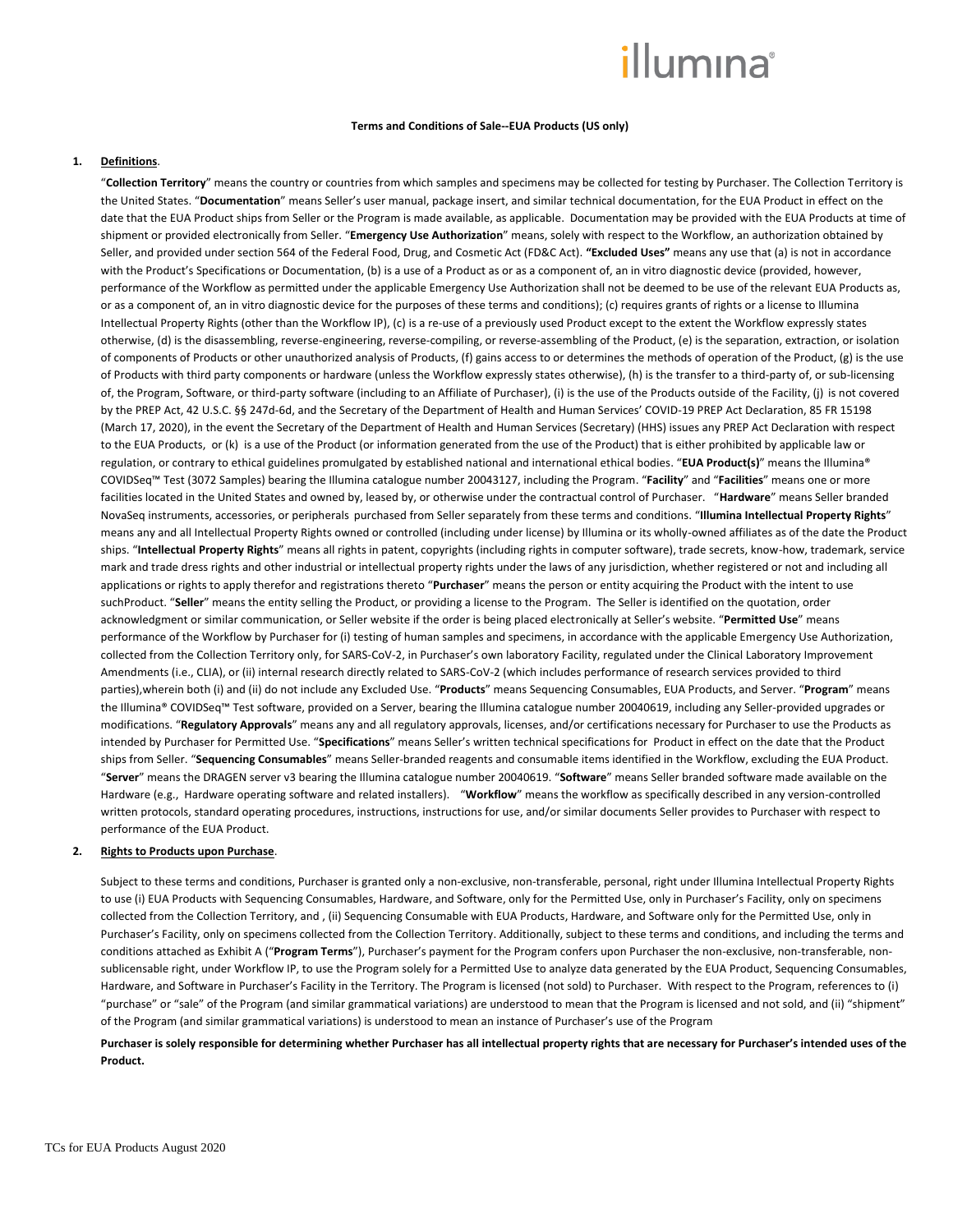**Terms and Conditions of Sale--EUA Products (US only)**

1. **Definitions**.

"**Collection Territory**" means the country or countries from which samples and specimens may be collected for testing by Purchaser. The Collection Territory is the United States. "**Documentation**" means Seller's user manual, package insert, and similar technical documentation, for the EUA Product in effect on the date that the EUA Product ships from Seller or the Program is made available, as applicable. Documentation may be provided with the EUA Products at time of shipment or provided electronically from Seller. "**Emergency Use Authorization**" means, solely with respect to the Workflow, an authorization obtained by Seller, and provided under section 564 of the Federal Food, Drug, and Cosmetic Act (FD&C Act). **"Excluded Uses"** means any use that (a) is not in accordance with the Product's Specifications or Documentation, (b) is a use of a Product as or as a component of, an in vitro diagnostic device (provided, however, performance of the Workflow as permitted under the applicable Emergency Use Authorization shall not be deemed to be use of the relevant EUA Products as, or as a component of, an in vitro diagnostic device for the purposes of these terms and conditions); (c) requires grants of rights or a license to Illumina Intellectual Property Rights (other than the Workflow IP), (c) is a re-use of a previously used Product except to the extent the Workflow expressly states otherwise, (d) is the disassembling, reverse-engineering, reverse-compiling, or reverse-assembling of the Product, (e) is the separation, extraction, or isolation of components of Products or other unauthorized analysis of Products, (f) gains access to or determines the methods of operation of the Product, (g) is the use of Products with third party components or hardware (unless the Workflow expressly states otherwise), (h) is the transfer to a third-party of, or sub-licensing of, the Program, Software, or third-party software (including to an Affiliate of Purchaser), (i) is the use of the Products outside of the Facility, (j) is not covered by the PREP Act, 42 U.S.C. §§ 247d-6d, and the Secretary of the Department of Health and Human Services' COVID-19 PREP Act Declaration, 85 FR 15198 (March 17, 2020), in the event the Secretary of the Department of Health and Human Services (Secretary) (HHS) issues any PREP Act Declaration with respect to the EUA Products, or (k) is a use of the Product (or information generated from the use of the Product) that is either prohibited by applicable law or regulation, or contrary to ethical guidelines promulgated by established national and international ethical bodies. "**EUA Product(s)**" means the Illumina® COVIDSeq™ Test (3072 Samples) bearing the Illumina catalogue number 20043127, including the Program. "**Facility**" and "**Facilities**" means one or more facilities located in the United States and owned by, leased by, or otherwise under the contractual control of Purchaser. "**Hardware**" means Seller branded NovaSeq instruments, accessories, or peripherals purchased from Seller separately from these terms and conditions. "**Illumina Intellectual Property Rights**" means any and all Intellectual Property Rights owned or controlled (including under license) by Illumina or its wholly-owned affiliates as of the date the Product ships. "**Intellectual Property Rights**" means all rights in patent, copyrights (including rights in computer software), trade secrets, know-how, trademark, service mark and trade dress rights and other industrial or intellectual property rights under the laws of any jurisdiction, whether registered or not and including all applications or rights to apply therefor and registrations thereto "**Purchaser**" means the person or entity acquiring the Product with the intent to use suchProduct. "**Seller**" means the entity selling the Product, or providing a license to the Program. The Seller is identified on the quotation, order acknowledgment or similar communication, or Seller website if the order is being placed electronically at Seller's website. "**Permitted Use**" means performance of the Workflow by Purchaser for (i) testing of human samples and specimens, in accordance with the applicable Emergency Use Authorization, collected from the Collection Territory only, for SARS-CoV-2, in Purchaser's own laboratory Facility, regulated under the Clinical Laboratory Improvement Amendments (i.e., CLIA), or (ii) internal research directly related to SARS-CoV-2 (which includes performance of research services provided to third parties),wherein both (i) and (ii) do not include any Excluded Use. "**Products**" means Sequencing Consumables, EUA Products, and Server. "**Program**" means the Illumina® COVIDSeq™ Test software, provided on a Server, bearing the Illumina catalogue number 20040619, including any Seller-provided upgrades or modifications. "**Regulatory Approvals**" means any and all regulatory approvals, licenses, and/or certifications necessary for Purchaser to use the Products as intended by Purchaser for Permitted Use. "**Specifications**" means Seller's written technical specifications for Product in effect on the date that the Product ships from Seller. "**Sequencing Consumables**" means Seller-branded reagents and consumable items identified in the Workflow, excluding the EUA Product. "**Server**" means the DRAGEN server v3 bearing the Illumina catalogue number 20040619. "**Software**" means Seller branded software made available on the Hardware (e.g., Hardware operating software and related installers). "**Workflow**" means the workflow as specifically described in any version-controlled written protocols, standard operating procedures, instructions, instructions for use, and/or similar documents Seller provides to Purchaser with respect to performance of the EUA Product.

2. **Rights to Products upon Purchase**.

Subject to these terms and conditions, Purchaser is granted only a non-exclusive, non-transferable, personal, right under Illumina Intellectual Property Rights to use (i) EUA Products with Sequencing Consumables, Hardware, and Software, only for the Permitted Use, only in Purchaser's Facility, only on specimens collected from the Collection Territory, and , (ii) Sequencing Consumable with EUA Products, Hardware, and Software only for the Permitted Use, only in Purchaser's Facility, only on specimens collected from the Collection Territory. Additionally, subject to these terms and conditions, and including the terms and conditions attached as Exhibit A ("**Program Terms**"), Purchaser's payment for the Program confers upon Purchaser the non-exclusive, non-transferable, non-sublicensable right, under Workflow IP, to use the Program solely for a Permitted Use to analyze data generated by the EUA Product, Sequencing Consumables, Hardware, and Software in Purchaser's Facility in the Territory. The Program is licensed (not sold) to Purchaser. With respect to the Program, references to (i) "purchase" or "sale" of the Program (and similar grammatical variations) are understood to mean that the Program is licensed and not sold, and (ii) "shipment" of the Program (and similar grammatical variations) is understood to mean an instance of Purchaser's use of the Program

**Purchaser is solely responsible for determining whether Purchaser has all intellectual property rights that are necessary for Purchaser's intended uses of the Product.**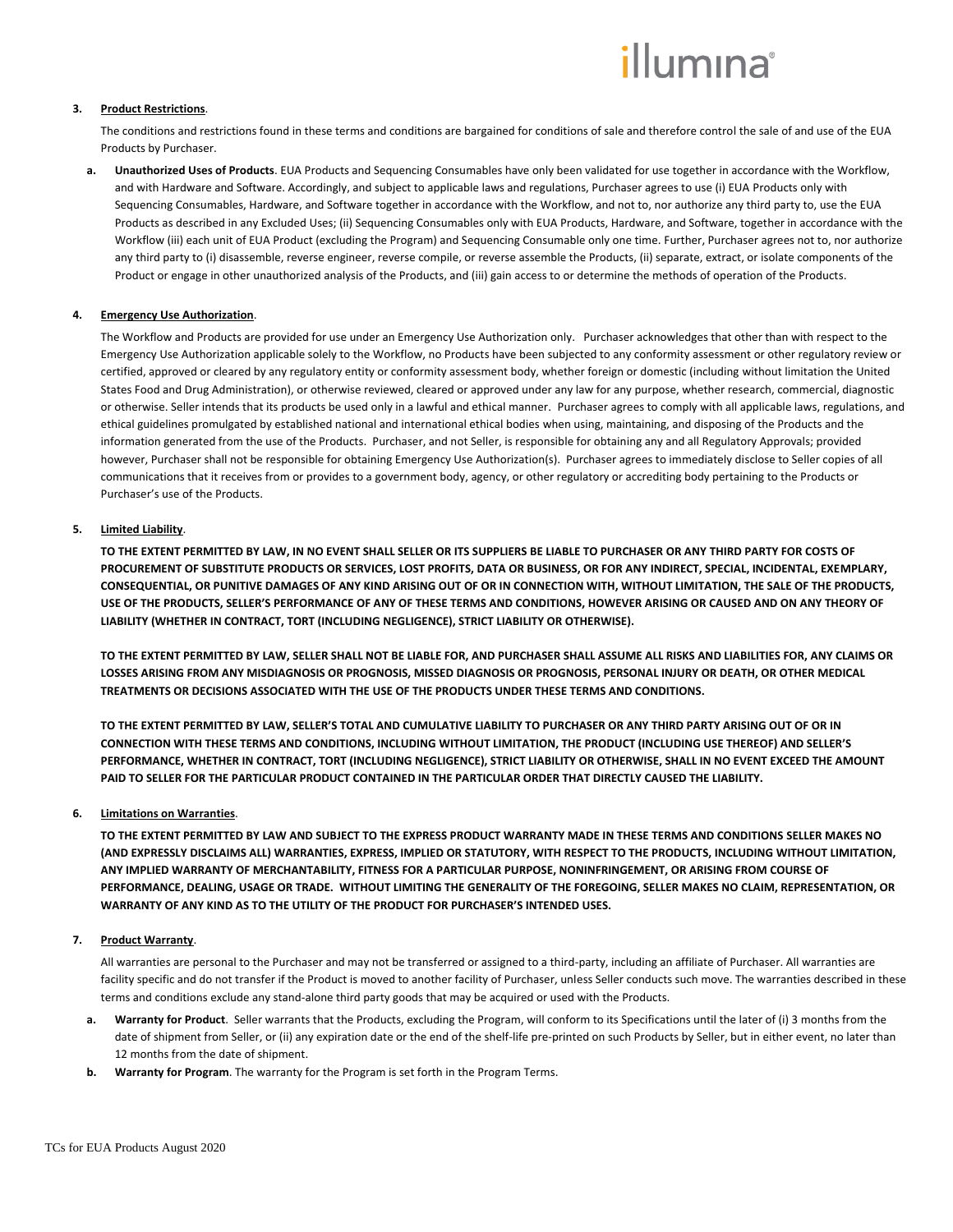**3. Product Restrictions.**

The conditions and restrictions found in these terms and conditions are bargained for conditions of sale and therefore control the sale of and use of the EUA Products by Purchaser.

**a. Unauthorized Uses of Products**. EUA Products and Sequencing Consumables have only been validated for use together in accordance with the Workflow, and with Hardware and Software. Accordingly, and subject to applicable laws and regulations, Purchaser agrees to use (i) EUA Products only with Sequencing Consumables, Hardware, and Software together in accordance with the Workflow, and not to, nor authorize any third party to, use the EUA Products as described in any Excluded Uses; (ii) Sequencing Consumables only with EUA Products, Hardware, and Software, together in accordance with the Workflow (iii) each unit of EUA Product (excluding the Program) and Sequencing Consumable only one time. Further, Purchaser agrees not to, nor authorize any third party to (i) disassemble, reverse engineer, reverse compile, or reverse assemble the Products, (ii) separate, extract, or isolate components of the Product or engage in other unauthorized analysis of the Products, and (iii) gain access to or determine the methods of operation of the Products.

**4. Emergency Use Authorization.**

The Workflow and Products are provided for use under an Emergency Use Authorization only. Purchaser acknowledges that other than with respect to the Emergency Use Authorization applicable solely to the Workflow, no Products have been subjected to any conformity assessment or other regulatory review or certified, approved or cleared by any regulatory entity or conformity assessment body, whether foreign or domestic (including without limitation the United States Food and Drug Administration), or otherwise reviewed, cleared or approved under any law for any purpose, whether research, commercial, diagnostic or otherwise. Seller intends that its products be used only in a lawful and ethical manner. Purchaser agrees to comply with all applicable laws, regulations, and ethical guidelines promulgated by established national and international ethical bodies when using, maintaining, and disposing of the Products and the information generated from the use of the Products. Purchaser, and not Seller, is responsible for obtaining any and all Regulatory Approvals; provided however, Purchaser shall not be responsible for obtaining Emergency Use Authorization(s). Purchaser agrees to immediately disclose to Seller copies of all communications that it receives from or provides to a government body, agency, or other regulatory or accrediting body pertaining to the Products or Purchaser's use of the Products.

**5. Limited Liability.**

**TO THE EXTENT PERMITTED BY LAW, IN NO EVENT SHALL SELLER OR ITS SUPPLIERS BE LIABLE TO PURCHASER OR ANY THIRD PARTY FOR COSTS OF PROCUREMENT OF SUBSTITUTE PRODUCTS OR SERVICES, LOST PROFITS, DATA OR BUSINESS, OR FOR ANY INDIRECT, SPECIAL, INCIDENTAL, EXEMPLARY, CONSEQUENTIAL, OR PUNITIVE DAMAGES OF ANY KIND ARISING OUT OF OR IN CONNECTION WITH, WITHOUT LIMITATION, THE SALE OF THE PRODUCTS, USE OF THE PRODUCTS, SELLER'S PERFORMANCE OF ANY OF THESE TERMS AND CONDITIONS, HOWEVER ARISING OR CAUSED AND ON ANY THEORY OF LIABILITY (WHETHER IN CONTRACT, TORT (INCLUDING NEGLIGENCE), STRICT LIABILITY OR OTHERWISE).**

**TO THE EXTENT PERMITTED BY LAW, SELLER SHALL NOT BE LIABLE FOR, AND PURCHASER SHALL ASSUME ALL RISKS AND LIABILITIES FOR, ANY CLAIMS OR LOSSES ARISING FROM ANY MISDIAGNOSIS OR PROGNOSIS, MISSED DIAGNOSIS OR PROGNOSIS, PERSONAL INJURY OR DEATH, OR OTHER MEDICAL TREATMENTS OR DECISIONS ASSOCIATED WITH THE USE OF THE PRODUCTS UNDER THESE TERMS AND CONDITIONS.**

**TO THE EXTENT PERMITTED BY LAW, SELLER'S TOTAL AND CUMULATIVE LIABILITY TO PURCHASER OR ANY THIRD PARTY ARISING OUT OF OR IN CONNECTION WITH THESE TERMS AND CONDITIONS, INCLUDING WITHOUT LIMITATION, THE PRODUCT (INCLUDING USE THEREOF) AND SELLER'S PERFORMANCE, WHETHER IN CONTRACT, TORT (INCLUDING NEGLIGENCE), STRICT LIABILITY OR OTHERWISE, SHALL IN NO EVENT EXCEED THE AMOUNT PAID TO SELLER FOR THE PARTICULAR PRODUCT CONTAINED IN THE PARTICULAR ORDER THAT DIRECTLY CAUSED THE LIABILITY.**

**6. Limitations on Warranties.**

**TO THE EXTENT PERMITTED BY LAW AND SUBJECT TO THE EXPRESS PRODUCT WARRANTY MADE IN THESE TERMS AND CONDITIONS SELLER MAKES NO (AND EXPRESSLY DISCLAIMS ALL) WARRANTIES, EXPRESS, IMPLIED OR STATUTORY, WITH RESPECT TO THE PRODUCTS, INCLUDING WITHOUT LIMITATION, ANY IMPLIED WARRANTY OF MERCHANTABILITY, FITNESS FOR A PARTICULAR PURPOSE, NONINFRINGEMENT, OR ARISING FROM COURSE OF PERFORMANCE, DEALING, USAGE OR TRADE. WITHOUT LIMITING THE GENERALITY OF THE FOREGOING, SELLER MAKES NO CLAIM, REPRESENTATION, OR WARRANTY OF ANY KIND AS TO THE UTILITY OF THE PRODUCT FOR PURCHASER'S INTENDED USES.**

**7. Product Warranty.**

All warranties are personal to the Purchaser and may not be transferred or assigned to a third-party, including an affiliate of Purchaser. All warranties are facility specific and do not transfer if the Product is moved to another facility of Purchaser, unless Seller conducts such move. The warranties described in these terms and conditions exclude any stand-alone third party goods that may be acquired or used with the Products.

**a. Warranty for Product**. Seller warrants that the Products, excluding the Program, will conform to its Specifications until the later of (i) 3 months from the date of shipment from Seller, or (ii) any expiration date or the end of the shelf-life pre-printed on such Products by Seller, but in either event, no later than 12 months from the date of shipment.

**b. Warranty for Program**. The warranty for the Program is set forth in the Program Terms.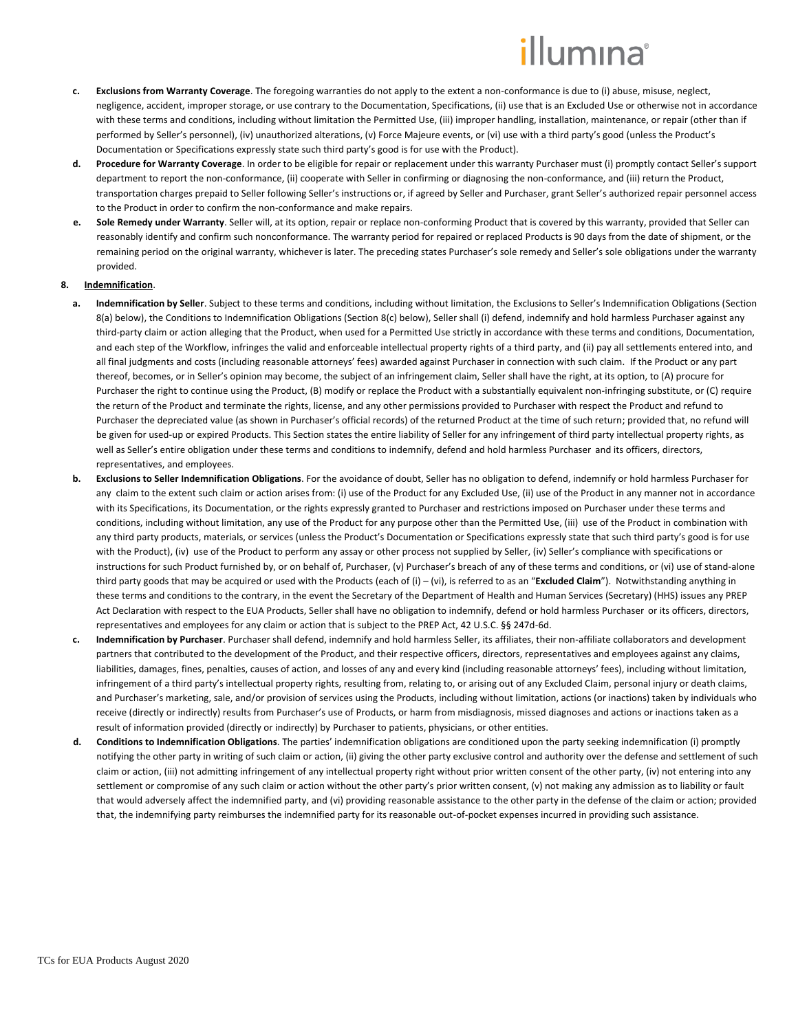c. **Exclusions from Warranty Coverage**. The foregoing warranties do not apply to the extent a non-conformance is due to (i) abuse, misuse, neglect, negligence, accident, improper storage, or use contrary to the Documentation, Specifications, (ii) use that is an Excluded Use or otherwise not in accordance with these terms and conditions, including without limitation the Permitted Use, (iii) improper handling, installation, maintenance, or repair (other than if performed by Seller's personnel), (iv) unauthorized alterations, (v) Force Majeure events, or (vi) use with a third party's good (unless the Product's Documentation or Specifications expressly state such third party's good is for use with the Product).

d. **Procedure for Warranty Coverage**. In order to be eligible for repair or replacement under this warranty Purchaser must (i) promptly contact Seller's support department to report the non-conformance, (ii) cooperate with Seller in confirming or diagnosing the non-conformance, and (iii) return the Product, transportation charges prepaid to Seller following Seller's instructions or, if agreed by Seller and Purchaser, grant Seller's authorized repair personnel access to the Product in order to confirm the non-conformance and make repairs.

e. **Sole Remedy under Warranty**. Seller will, at its option, repair or replace non-conforming Product that is covered by this warranty, provided that Seller can reasonably identify and confirm such nonconformance. The warranty period for repaired or replaced Products is 90 days from the date of shipment, or the remaining period on the original warranty, whichever is later. The preceding states Purchaser's sole remedy and Seller's sole obligations under the warranty provided.

**8. Indemnification**.

a. **Indemnification by Seller**. Subject to these terms and conditions, including without limitation, the Exclusions to Seller's Indemnification Obligations (Section 8(a) below), the Conditions to Indemnification Obligations (Section 8(c) below), Seller shall (i) defend, indemnify and hold harmless Purchaser against any third-party claim or action alleging that the Product, when used for a Permitted Use strictly in accordance with these terms and conditions, Documentation, and each step of the Workflow, infringes the valid and enforceable intellectual property rights of a third party, and (ii) pay all settlements entered into, and all final judgments and costs (including reasonable attorneys' fees) awarded against Purchaser in connection with such claim. If the Product or any part thereof, becomes, or in Seller's opinion may become, the subject of an infringement claim, Seller shall have the right, at its option, to (A) procure for Purchaser the right to continue using the Product, (B) modify or replace the Product with a substantially equivalent non-infringing substitute, or (C) require the return of the Product and terminate the rights, license, and any other permissions provided to Purchaser with respect the Product and refund to Purchaser the depreciated value (as shown in Purchaser's official records) of the returned Product at the time of such return; provided that, no refund will be given for used-up or expired Products. This Section states the entire liability of Seller for any infringement of third party intellectual property rights, as well as Seller's entire obligation under these terms and conditions to indemnify, defend and hold harmless Purchaser and its officers, directors, representatives, and employees.

b. **Exclusions to Seller Indemnification Obligations**. For the avoidance of doubt, Seller has no obligation to defend, indemnify or hold harmless Purchaser for any claim to the extent such claim or action arises from: (i) use of the Product for any Excluded Use, (ii) use of the Product in any manner not in accordance with its Specifications, its Documentation, or the rights expressly granted to Purchaser and restrictions imposed on Purchaser under these terms and conditions, including without limitation, any use of the Product for any purpose other than the Permitted Use, (iii) use of the Product in combination with any third party products, materials, or services (unless the Product's Documentation or Specifications expressly state that such third party's good is for use with the Product), (iv) use of the Product to perform any assay or other process not supplied by Seller, (iv) Seller's compliance with specifications or instructions for such Product furnished by, or on behalf of, Purchaser, (v) Purchaser's breach of any of these terms and conditions, or (vi) use of stand-alone third party goods that may be acquired or used with the Products (each of (i) – (vi), is referred to as an "**Excluded Claim**"). Notwithstanding anything in these terms and conditions to the contrary, in the event the Secretary of the Department of Health and Human Services (Secretary) (HHS) issues any PREP Act Declaration with respect to the EUA Products, Seller shall have no obligation to indemnify, defend or hold harmless Purchaser or its officers, directors, representatives and employees for any claim or action that is subject to the PREP Act, 42 U.S.C. §§ 247d-6d.

c. **Indemnification by Purchaser**. Purchaser shall defend, indemnify and hold harmless Seller, its affiliates, their non-affiliate collaborators and development partners that contributed to the development of the Product, and their respective officers, directors, representatives and employees against any claims, liabilities, damages, fines, penalties, causes of action, and losses of any and every kind (including reasonable attorneys' fees), including without limitation, infringement of a third party's intellectual property rights, resulting from, relating to, or arising out of any Excluded Claim, personal injury or death claims, and Purchaser's marketing, sale, and/or provision of services using the Products, including without limitation, actions (or inactions) taken by individuals who receive (directly or indirectly) results from Purchaser's use of Products, or harm from misdiagnosis, missed diagnoses and actions or inactions taken as a result of information provided (directly or indirectly) by Purchaser to patients, physicians, or other entities.

d. **Conditions to Indemnification Obligations**. The parties' indemnification obligations are conditioned upon the party seeking indemnification (i) promptly notifying the other party in writing of such claim or action, (ii) giving the other party exclusive control and authority over the defense and settlement of such claim or action, (iii) not admitting infringement of any intellectual property right without prior written consent of the other party, (iv) not entering into any settlement or compromise of any such claim or action without the other party's prior written consent, (v) not making any admission as to liability or fault that would adversely affect the indemnified party, and (vi) providing reasonable assistance to the other party in the defense of the claim or action; provided that, the indemnifying party reimburses the indemnified party for its reasonable out-of-pocket expenses incurred in providing such assistance.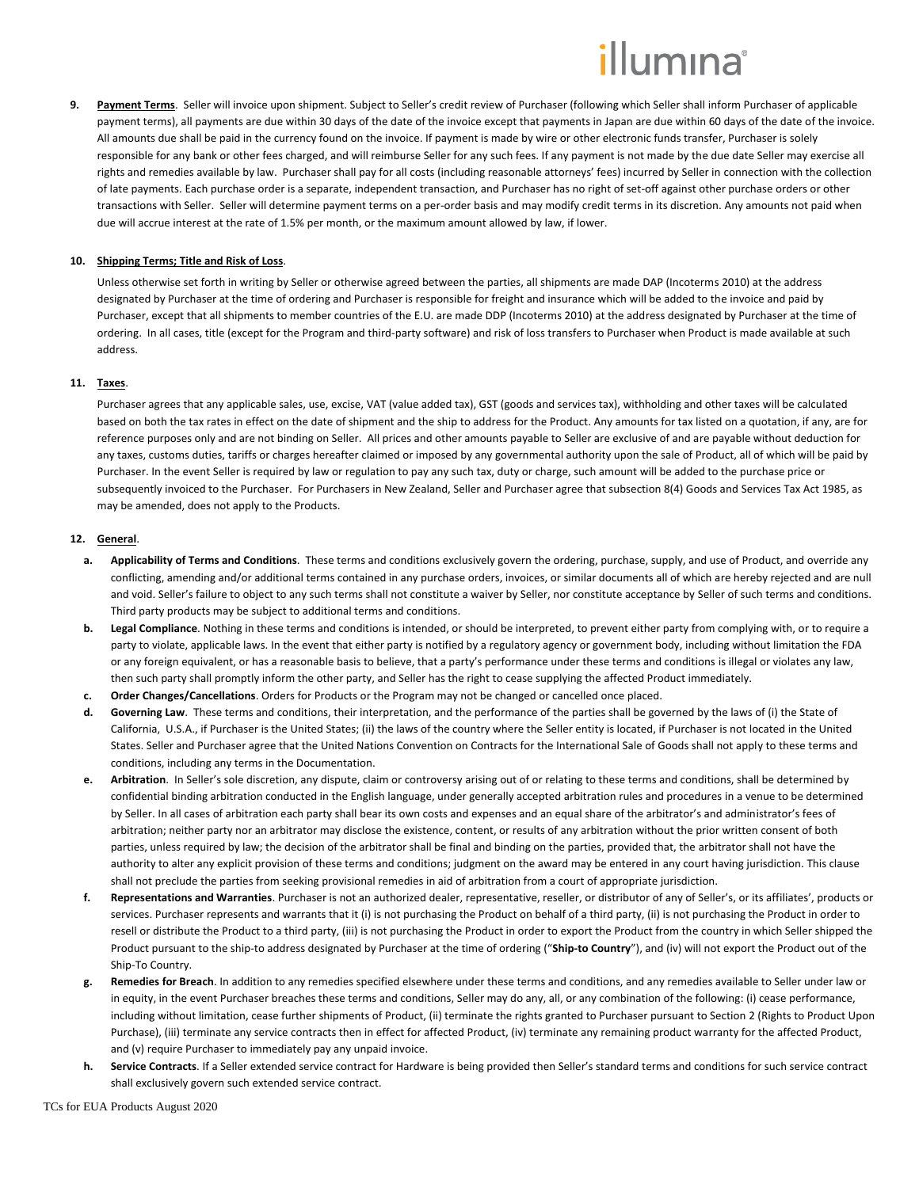9. **Payment Terms**. Seller will invoice upon shipment. Subject to Seller's credit review of Purchaser (following which Seller shall inform Purchaser of applicable payment terms), all payments are due within 30 days of the date of the invoice except that payments in Japan are due within 60 days of the date of the invoice. All amounts due shall be paid in the currency found on the invoice. If payment is made by wire or other electronic funds transfer, Purchaser is solely responsible for any bank or other fees charged, and will reimburse Seller for any such fees. If any payment is not made by the due date Seller may exercise all rights and remedies available by law. Purchaser shall pay for all costs (including reasonable attorneys' fees) incurred by Seller in connection with the collection of late payments. Each purchase order is a separate, independent transaction, and Purchaser has no right of set-off against other purchase orders or other transactions with Seller. Seller will determine payment terms on a per-order basis and may modify credit terms in its discretion. Any amounts not paid when due will accrue interest at the rate of 1.5% per month, or the maximum amount allowed by law, if lower.

10. **Shipping Terms; Title and Risk of Loss**.

Unless otherwise set forth in writing by Seller or otherwise agreed between the parties, all shipments are made DAP (Incoterms 2010) at the address designated by Purchaser at the time of ordering and Purchaser is responsible for freight and insurance which will be added to the invoice and paid by Purchaser, except that all shipments to member countries of the E.U. are made DDP (Incoterms 2010) at the address designated by Purchaser at the time of ordering. In all cases, title (except for the Program and third-party software) and risk of loss transfers to Purchaser when Product is made available at such address.

11. **Taxes**.

Purchaser agrees that any applicable sales, use, excise, VAT (value added tax), GST (goods and services tax), withholding and other taxes will be calculated based on both the tax rates in effect on the date of shipment and the ship to address for the Product. Any amounts for tax listed on a quotation, if any, are for reference purposes only and are not binding on Seller. All prices and other amounts payable to Seller are exclusive of and are payable without deduction for any taxes, customs duties, tariffs or charges hereafter claimed or imposed by any governmental authority upon the sale of Product, all of which will be paid by Purchaser. In the event Seller is required by law or regulation to pay any such tax, duty or charge, such amount will be added to the purchase price or subsequently invoiced to the Purchaser. For Purchasers in New Zealand, Seller and Purchaser agree that subsection 8(4) Goods and Services Tax Act 1985, as may be amended, does not apply to the Products.

12. **General**.

a. **Applicability of Terms and Conditions**. These terms and conditions exclusively govern the ordering, purchase, supply, and use of Product, and override any conflicting, amending and/or additional terms contained in any purchase orders, invoices, or similar documents all of which are hereby rejected and are null and void. Seller's failure to object to any such terms shall not constitute a waiver by Seller, nor constitute acceptance by Seller of such terms and conditions. Third party products may be subject to additional terms and conditions.

b. **Legal Compliance**. Nothing in these terms and conditions is intended, or should be interpreted, to prevent either party from complying with, or to require a party to violate, applicable laws. In the event that either party is notified by a regulatory agency or government body, including without limitation the FDA or any foreign equivalent, or has a reasonable basis to believe, that a party's performance under these terms and conditions is illegal or violates any law, then such party shall promptly inform the other party, and Seller has the right to cease supplying the affected Product immediately.

c. **Order Changes/Cancellations**. Orders for Products or the Program may not be changed or cancelled once placed.

d. **Governing Law**. These terms and conditions, their interpretation, and the performance of the parties shall be governed by the laws of (i) the State of California, U.S.A., if Purchaser is the United States; (ii) the laws of the country where the Seller entity is located, if Purchaser is not located in the United States. Seller and Purchaser agree that the United Nations Convention on Contracts for the International Sale of Goods shall not apply to these terms and conditions, including any terms in the Documentation.

e. **Arbitration**. In Seller's sole discretion, any dispute, claim or controversy arising out of or relating to these terms and conditions, shall be determined by confidential binding arbitration conducted in the English language, under generally accepted arbitration rules and procedures in a venue to be determined by Seller. In all cases of arbitration each party shall bear its own costs and expenses and an equal share of the arbitrator's and administrator's fees of arbitration; neither party nor an arbitrator may disclose the existence, content, or results of any arbitration without the prior written consent of both parties, unless required by law; the decision of the arbitrator shall be final and binding on the parties, provided that, the arbitrator shall not have the authority to alter any explicit provision of these terms and conditions; judgment on the award may be entered in any court having jurisdiction. This clause shall not preclude the parties from seeking provisional remedies in aid of arbitration from a court of appropriate jurisdiction.

f. **Representations and Warranties**. Purchaser is not an authorized dealer, representative, reseller, or distributor of any of Seller's, or its affiliates', products or services. Purchaser represents and warrants that it (i) is not purchasing the Product on behalf of a third party, (ii) is not purchasing the Product in order to resell or distribute the Product to a third party, (iii) is not purchasing the Product in order to export the Product from the country in which Seller shipped the Product pursuant to the ship-to address designated by Purchaser at the time of ordering ("**Ship-to Country**"), and (iv) will not export the Product out of the Ship-To Country.

g. **Remedies for Breach**. In addition to any remedies specified elsewhere under these terms and conditions, and any remedies available to Seller under law or in equity, in the event Purchaser breaches these terms and conditions, Seller may do any, all, or any combination of the following: (i) cease performance, including without limitation, cease further shipments of Product, (ii) terminate the rights granted to Purchaser pursuant to Section 2 (Rights to Product Upon Purchase), (iii) terminate any service contracts then in effect for affected Product, (iv) terminate any remaining product warranty for the affected Product, and (v) require Purchaser to immediately pay any unpaid invoice.

h. **Service Contracts**. If a Seller extended service contract for Hardware is being provided then Seller's standard terms and conditions for such service contract shall exclusively govern such extended service contract.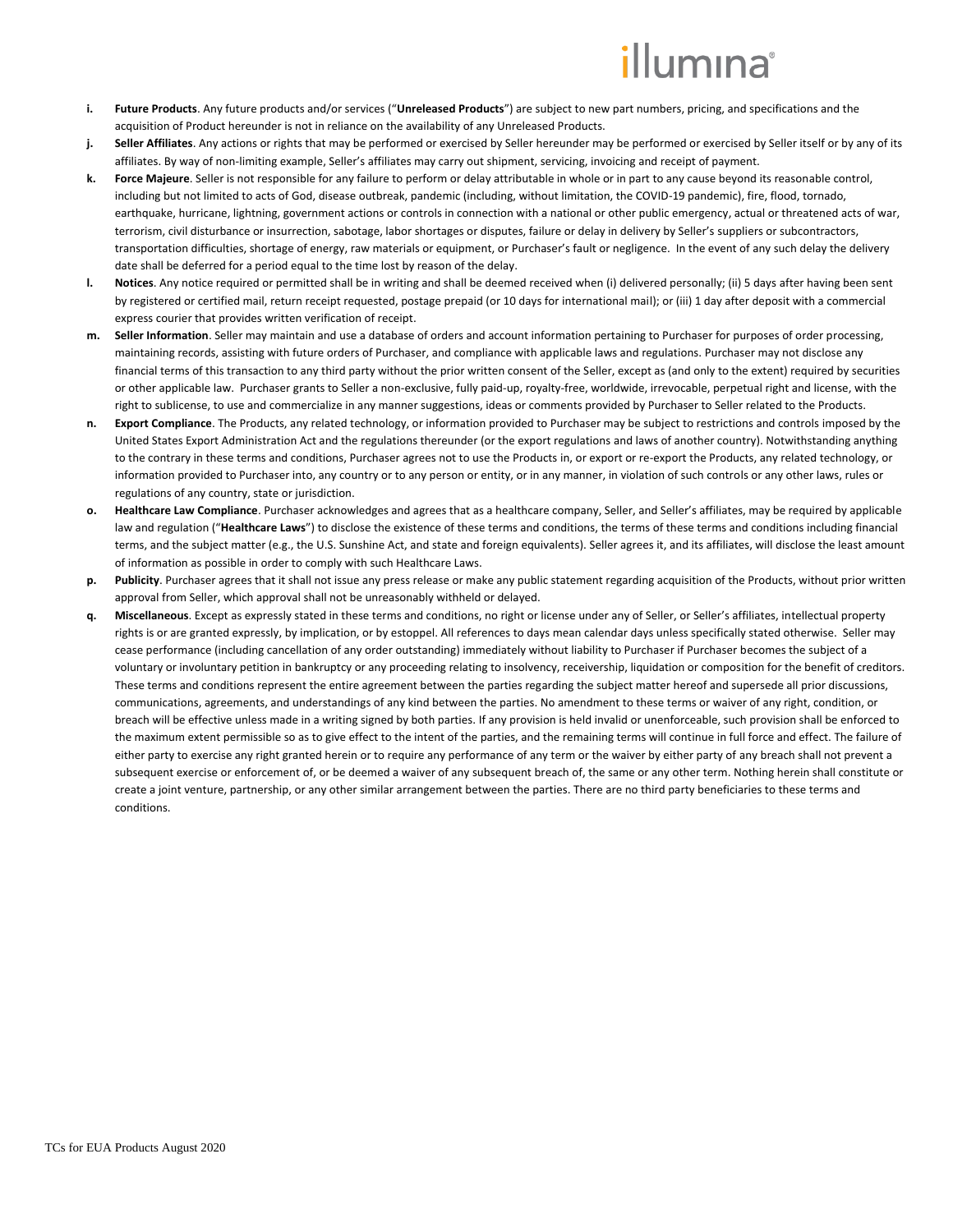- **i. Future Products**. Any future products and/or services ("**Unreleased Products**") are subject to new part numbers, pricing, and specifications and the acquisition of Product hereunder is not in reliance on the availability of any Unreleased Products.
- **j. Seller Affiliates**. Any actions or rights that may be performed or exercised by Seller hereunder may be performed or exercised by Seller itself or by any of its affiliates. By way of non-limiting example, Seller's affiliates may carry out shipment, servicing, invoicing and receipt of payment.
- **k. Force Majeure**. Seller is not responsible for any failure to perform or delay attributable in whole or in part to any cause beyond its reasonable control, including but not limited to acts of God, disease outbreak, pandemic (including, without limitation, the COVID-19 pandemic), fire, flood, tornado, earthquake, hurricane, lightning, government actions or controls in connection with a national or other public emergency, actual or threatened acts of war, terrorism, civil disturbance or insurrection, sabotage, labor shortages or disputes, failure or delay in delivery by Seller's suppliers or subcontractors, transportation difficulties, shortage of energy, raw materials or equipment, or Purchaser's fault or negligence. In the event of any such delay the delivery date shall be deferred for a period equal to the time lost by reason of the delay.
- **l. Notices**. Any notice required or permitted shall be in writing and shall be deemed received when (i) delivered personally; (ii) 5 days after having been sent by registered or certified mail, return receipt requested, postage prepaid (or 10 days for international mail); or (iii) 1 day after deposit with a commercial express courier that provides written verification of receipt.
- **m. Seller Information**. Seller may maintain and use a database of orders and account information pertaining to Purchaser for purposes of order processing, maintaining records, assisting with future orders of Purchaser, and compliance with applicable laws and regulations. Purchaser may not disclose any financial terms of this transaction to any third party without the prior written consent of the Seller, except as (and only to the extent) required by securities or other applicable law. Purchaser grants to Seller a non-exclusive, fully paid-up, royalty-free, worldwide, irrevocable, perpetual right and license, with the right to sublicense, to use and commercialize in any manner suggestions, ideas or comments provided by Purchaser to Seller related to the Products.
- **n. Export Compliance**. The Products, any related technology, or information provided to Purchaser may be subject to restrictions and controls imposed by the United States Export Administration Act and the regulations thereunder (or the export regulations and laws of another country). Notwithstanding anything to the contrary in these terms and conditions, Purchaser agrees not to use the Products in, or export or re-export the Products, any related technology, or information provided to Purchaser into, any country or to any person or entity, or in any manner, in violation of such controls or any other laws, rules or regulations of any country, state or jurisdiction.
- **o. Healthcare Law Compliance**. Purchaser acknowledges and agrees that as a healthcare company, Seller, and Seller's affiliates, may be required by applicable law and regulation ("**Healthcare Laws**") to disclose the existence of these terms and conditions, the terms of these terms and conditions including financial terms, and the subject matter (e.g., the U.S. Sunshine Act, and state and foreign equivalents). Seller agrees it, and its affiliates, will disclose the least amount of information as possible in order to comply with such Healthcare Laws.
- **p. Publicity**. Purchaser agrees that it shall not issue any press release or make any public statement regarding acquisition of the Products, without prior written approval from Seller, which approval shall not be unreasonably withheld or delayed.
- **q. Miscellaneous**. Except as expressly stated in these terms and conditions, no right or license under any of Seller, or Seller's affiliates, intellectual property rights is or are granted expressly, by implication, or by estoppel. All references to days mean calendar days unless specifically stated otherwise. Seller may cease performance (including cancellation of any order outstanding) immediately without liability to Purchaser if Purchaser becomes the subject of a voluntary or involuntary petition in bankruptcy or any proceeding relating to insolvency, receivership, liquidation or composition for the benefit of creditors. These terms and conditions represent the entire agreement between the parties regarding the subject matter hereof and supersede all prior discussions, communications, agreements, and understandings of any kind between the parties. No amendment to these terms or waiver of any right, condition, or breach will be effective unless made in a writing signed by both parties. If any provision is held invalid or unenforceable, such provision shall be enforced to the maximum extent permissible so as to give effect to the intent of the parties, and the remaining terms will continue in full force and effect. The failure of either party to exercise any right granted herein or to require any performance of any term or the waiver by either party of any breach shall not prevent a subsequent exercise or enforcement of, or be deemed a waiver of any subsequent breach of, the same or any other term. Nothing herein shall constitute or create a joint venture, partnership, or any other similar arrangement between the parties. There are no third party beneficiaries to these terms and conditions.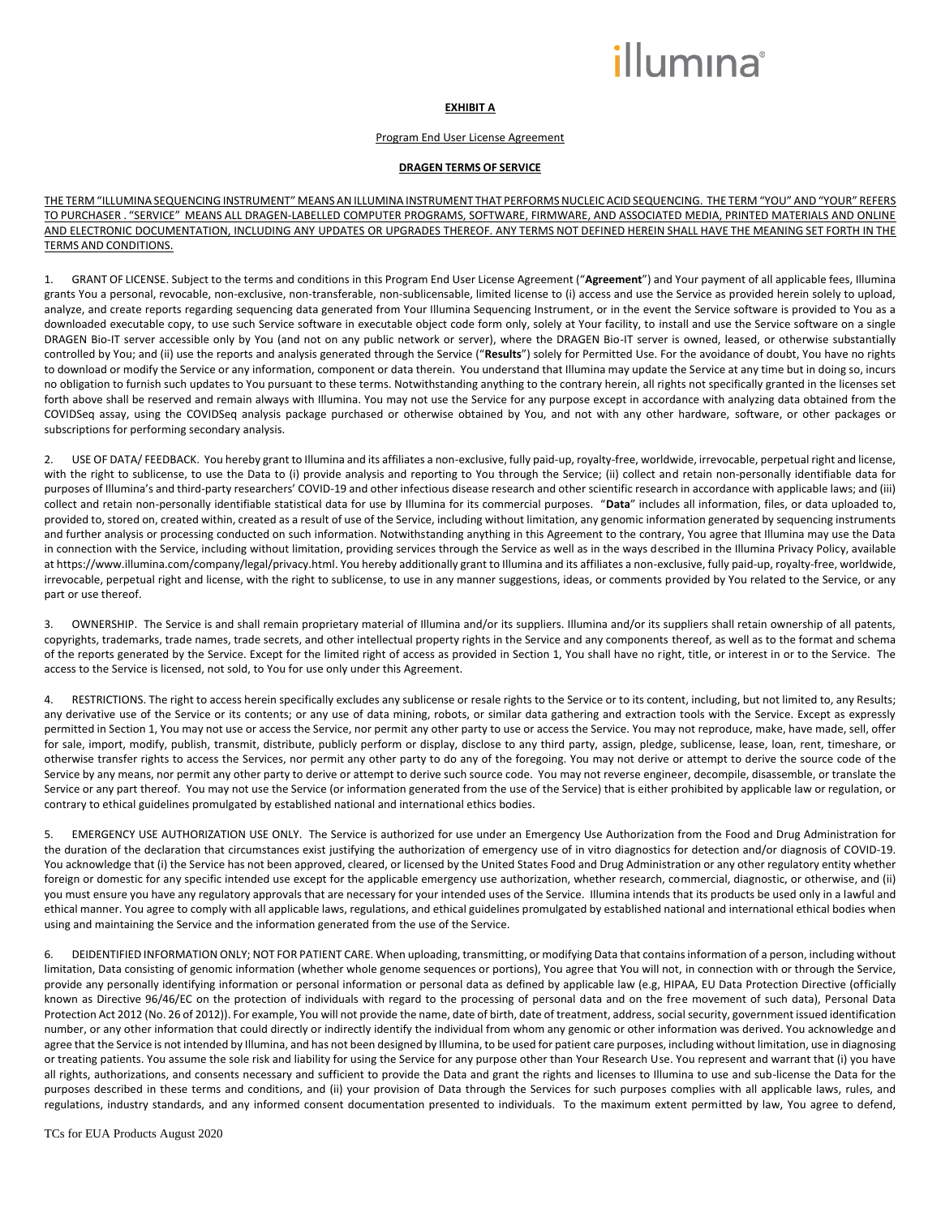**EXHIBIT A**

Program End User License Agreement

**DRAGEN TERMS OF SERVICE**

THE TERM "ILLUMINA SEQUENCING INSTRUMENT" MEANS AN ILLUMINA INSTRUMENT THAT PERFORMS NUCLEIC ACID SEQUENCING. THE TERM "YOU" AND "YOUR" REFERS TO PURCHASER . "SERVICE" MEANS ALL DRAGEN-LABELLED COMPUTER PROGRAMS, SOFTWARE, FIRMWARE, AND ASSOCIATED MEDIA, PRINTED MATERIALS AND ONLINE AND ELECTRONIC DOCUMENTATION, INCLUDING ANY UPDATES OR UPGRADES THEREOF. ANY TERMS NOT DEFINED HEREIN SHALL HAVE THE MEANING SET FORTH IN THE TERMS AND CONDITIONS.

1. GRANT OF LICENSE. Subject to the terms and conditions in this Program End User License Agreement ("**Agreement**") and Your payment of all applicable fees, Illumina grants You a personal, revocable, non-exclusive, non-transferable, non-sublicensable, limited license to (i) access and use the Service as provided herein solely to upload, analyze, and create reports regarding sequencing data generated from Your Illumina Sequencing Instrument, or in the event the Service software is provided to You as a downloaded executable copy, to use such Service software in executable object code form only, solely at Your facility, to install and use the Service software on a single DRAGEN Bio-IT server accessible only by You (and not on any public network or server), where the DRAGEN Bio-IT server is owned, leased, or otherwise substantially controlled by You; and (ii) use the reports and analysis generated through the Service ("**Results**") solely for Permitted Use. For the avoidance of doubt, You have no rights to download or modify the Service or any information, component or data therein. You understand that Illumina may update the Service at any time but in doing so, incurs no obligation to furnish such updates to You pursuant to these terms. Notwithstanding anything to the contrary herein, all rights not specifically granted in the licenses set forth above shall be reserved and remain always with Illumina. You may not use the Service for any purpose except in accordance with analyzing data obtained from the COVIDSeq assay, using the COVIDSeq analysis package purchased or otherwise obtained by You, and not with any other hardware, software, or other packages or subscriptions for performing secondary analysis.

2. USE OF DATA/ FEEDBACK. You hereby grant to Illumina and its affiliates a non-exclusive, fully paid-up, royalty-free, worldwide, irrevocable, perpetual right and license, with the right to sublicense, to use the Data to (i) provide analysis and reporting to You through the Service; (ii) collect and retain non-personally identifiable data for purposes of Illumina's and third-party researchers' COVID-19 and other infectious disease research and other scientific research in accordance with applicable laws; and (iii) collect and retain non-personally identifiable statistical data for use by Illumina for its commercial purposes. "**Data**" includes all information, files, or data uploaded to, provided to, stored on, created within, created as a result of use of the Service, including without limitation, any genomic information generated by sequencing instruments and further analysis or processing conducted on such information. Notwithstanding anything in this Agreement to the contrary, You agree that Illumina may use the Data in connection with the Service, including without limitation, providing services through the Service as well as in the ways described in the Illumina Privacy Policy, available at https://www.illumina.com/company/legal/privacy.html. You hereby additionally grant to Illumina and its affiliates a non-exclusive, fully paid-up, royalty-free, worldwide, irrevocable, perpetual right and license, with the right to sublicense, to use in any manner suggestions, ideas, or comments provided by You related to the Service, or any part or use thereof.

3. OWNERSHIP. The Service is and shall remain proprietary material of Illumina and/or its suppliers. Illumina and/or its suppliers shall retain ownership of all patents, copyrights, trademarks, trade names, trade secrets, and other intellectual property rights in the Service and any components thereof, as well as to the format and schema of the reports generated by the Service. Except for the limited right of access as provided in Section 1, You shall have no right, title, or interest in or to the Service. The access to the Service is licensed, not sold, to You for use only under this Agreement.

4. RESTRICTIONS. The right to access herein specifically excludes any sublicense or resale rights to the Service or to its content, including, but not limited to, any Results; any derivative use of the Service or its contents; or any use of data mining, robots, or similar data gathering and extraction tools with the Service. Except as expressly permitted in Section 1, You may not use or access the Service, nor permit any other party to use or access the Service. You may not reproduce, make, have made, sell, offer for sale, import, modify, publish, transmit, distribute, publicly perform or display, disclose to any third party, assign, pledge, sublicense, lease, loan, rent, timeshare, or otherwise transfer rights to access the Services, nor permit any other party to do any of the foregoing. You may not derive or attempt to derive the source code of the Service by any means, nor permit any other party to derive or attempt to derive such source code. You may not reverse engineer, decompile, disassemble, or translate the Service or any part thereof. You may not use the Service (or information generated from the use of the Service) that is either prohibited by applicable law or regulation, or contrary to ethical guidelines promulgated by established national and international ethics bodies.

5. EMERGENCY USE AUTHORIZATION USE ONLY. The Service is authorized for use under an Emergency Use Authorization from the Food and Drug Administration for the duration of the declaration that circumstances exist justifying the authorization of emergency use of in vitro diagnostics for detection and/or diagnosis of COVID-19. You acknowledge that (i) the Service has not been approved, cleared, or licensed by the United States Food and Drug Administration or any other regulatory entity whether foreign or domestic for any specific intended use except for the applicable emergency use authorization, whether research, commercial, diagnostic, or otherwise, and (ii) you must ensure you have any regulatory approvals that are necessary for your intended uses of the Service. Illumina intends that its products be used only in a lawful and ethical manner. You agree to comply with all applicable laws, regulations, and ethical guidelines promulgated by established national and international ethical bodies when using and maintaining the Service and the information generated from the use of the Service.

6. DEIDENTIFIED INFORMATION ONLY; NOT FOR PATIENT CARE. When uploading, transmitting, or modifying Data that contains information of a person, including without limitation, Data consisting of genomic information (whether whole genome sequences or portions), You agree that You will not, in connection with or through the Service, provide any personally identifying information or personal information or personal data as defined by applicable law (e.g, HIPAA, EU Data Protection Directive (officially known as Directive 96/46/EC on the protection of individuals with regard to the processing of personal data and on the free movement of such data), Personal Data Protection Act 2012 (No. 26 of 2012)). For example, You will not provide the name, date of birth, date of treatment, address, social security, government issued identification number, or any other information that could directly or indirectly identify the individual from whom any genomic or other information was derived. You acknowledge and agree that the Service is not intended by Illumina, and has not been designed by Illumina, to be used for patient care purposes, including without limitation, use in diagnosing or treating patients. You assume the sole risk and liability for using the Service for any purpose other than Your Research Use. You represent and warrant that (i) you have all rights, authorizations, and consents necessary and sufficient to provide the Data and grant the rights and licenses to Illumina to use and sub-license the Data for the purposes described in these terms and conditions, and (ii) your provision of Data through the Services for such purposes complies with all applicable laws, rules, and regulations, industry standards, and any informed consent documentation presented to individuals. To the maximum extent permitted by law, You agree to defend,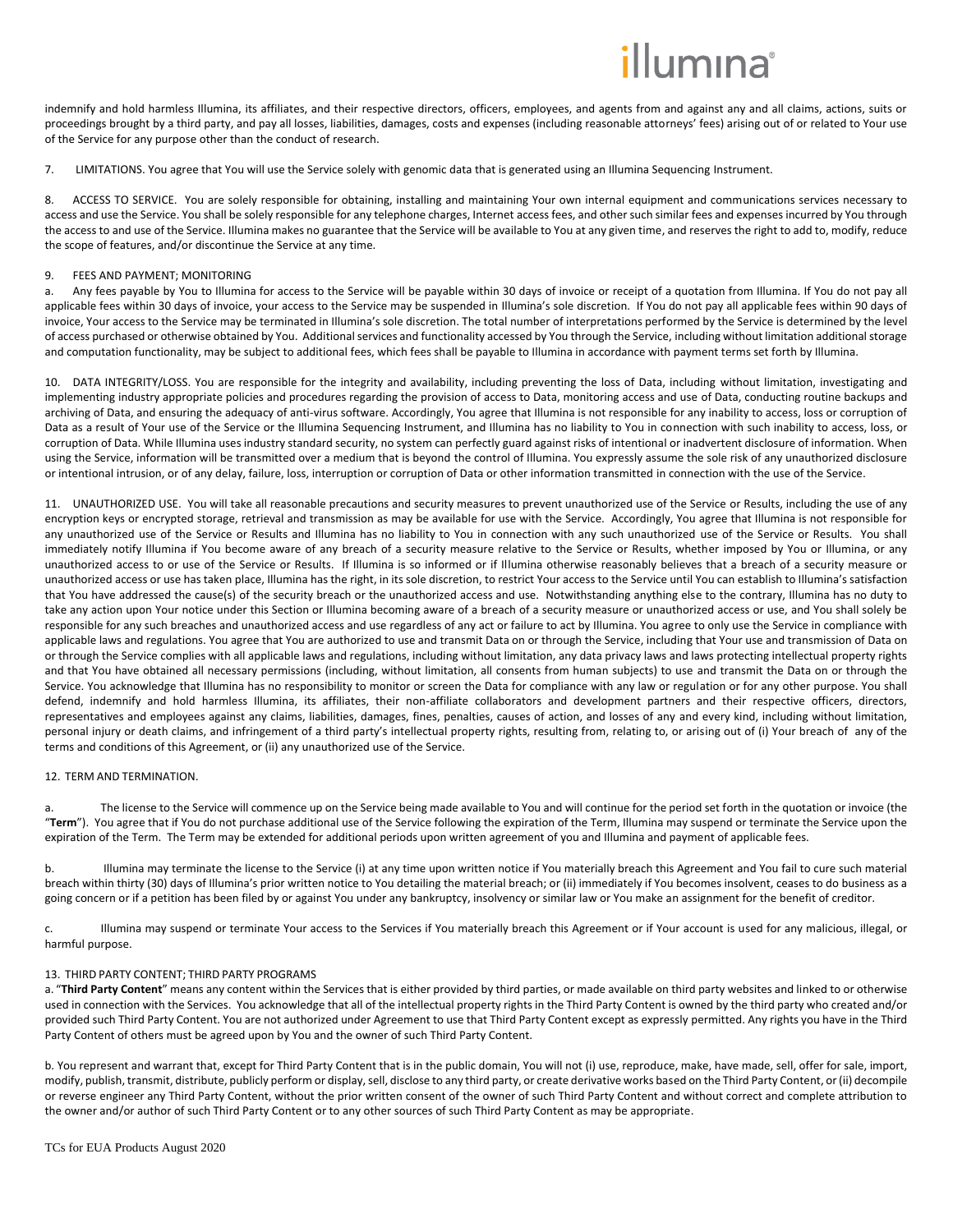indemnify and hold harmless Illumina, its affiliates, and their respective directors, officers, employees, and agents from and against any and all claims, actions, suits or proceedings brought by a third party, and pay all losses, liabilities, damages, costs and expenses (including reasonable attorneys' fees) arising out of or related to Your use of the Service for any purpose other than the conduct of research.

7. LIMITATIONS. You agree that You will use the Service solely with genomic data that is generated using an Illumina Sequencing Instrument.

8. ACCESS TO SERVICE. You are solely responsible for obtaining, installing and maintaining Your own internal equipment and communications services necessary to access and use the Service. You shall be solely responsible for any telephone charges, Internet access fees, and other such similar fees and expenses incurred by You through the access to and use of the Service. Illumina makes no guarantee that the Service will be available to You at any given time, and reserves the right to add to, modify, reduce the scope of features, and/or discontinue the Service at any time.

9. FEES AND PAYMENT; MONITORING

a. Any fees payable by You to Illumina for access to the Service will be payable within 30 days of invoice or receipt of a quotation from Illumina. If You do not pay all applicable fees within 30 days of invoice, your access to the Service may be suspended in Illumina's sole discretion. If You do not pay all applicable fees within 90 days of invoice, Your access to the Service may be terminated in Illumina's sole discretion. The total number of interpretations performed by the Service is determined by the level of access purchased or otherwise obtained by You. Additional services and functionality accessed by You through the Service, including without limitation additional storage and computation functionality, may be subject to additional fees, which fees shall be payable to Illumina in accordance with payment terms set forth by Illumina.

10. DATA INTEGRITY/LOSS. You are responsible for the integrity and availability, including preventing the loss of Data, including without limitation, investigating and implementing industry appropriate policies and procedures regarding the provision of access to Data, monitoring access and use of Data, conducting routine backups and archiving of Data, and ensuring the adequacy of anti-virus software. Accordingly, You agree that Illumina is not responsible for any inability to access, loss or corruption of Data as a result of Your use of the Service or the Illumina Sequencing Instrument, and Illumina has no liability to You in connection with such inability to access, loss, or corruption of Data. While Illumina uses industry standard security, no system can perfectly guard against risks of intentional or inadvertent disclosure of information. When using the Service, information will be transmitted over a medium that is beyond the control of Illumina. You expressly assume the sole risk of any unauthorized disclosure or intentional intrusion, or of any delay, failure, loss, interruption or corruption of Data or other information transmitted in connection with the use of the Service.

11. UNAUTHORIZED USE. You will take all reasonable precautions and security measures to prevent unauthorized use of the Service or Results, including the use of any encryption keys or encrypted storage, retrieval and transmission as may be available for use with the Service. Accordingly, You agree that Illumina is not responsible for any unauthorized use of the Service or Results and Illumina has no liability to You in connection with any such unauthorized use of the Service or Results. You shall immediately notify Illumina if You become aware of any breach of a security measure relative to the Service or Results, whether imposed by You or Illumina, or any unauthorized access to or use of the Service or Results. If Illumina is so informed or if Illumina otherwise reasonably believes that a breach of a security measure or unauthorized access or use has taken place, Illumina has the right, in its sole discretion, to restrict Your access to the Service until You can establish to Illumina's satisfaction that You have addressed the cause(s) of the security breach or the unauthorized access and use. Notwithstanding anything else to the contrary, Illumina has no duty to take any action upon Your notice under this Section or Illumina becoming aware of a breach of a security measure or unauthorized access or use, and You shall solely be responsible for any such breaches and unauthorized access and use regardless of any act or failure to act by Illumina. You agree to only use the Service in compliance with applicable laws and regulations. You agree that You are authorized to use and transmit Data on or through the Service, including that Your use and transmission of Data on or through the Service complies with all applicable laws and regulations, including without limitation, any data privacy laws and laws protecting intellectual property rights and that You have obtained all necessary permissions (including, without limitation, all consents from human subjects) to use and transmit the Data on or through the Service. You acknowledge that Illumina has no responsibility to monitor or screen the Data for compliance with any law or regulation or for any other purpose. You shall defend, indemnify and hold harmless Illumina, its affiliates, their non-affiliate collaborators and development partners and their respective officers, directors, representatives and employees against any claims, liabilities, damages, fines, penalties, causes of action, and losses of any and every kind, including without limitation, personal injury or death claims, and infringement of a third party's intellectual property rights, resulting from, relating to, or arising out of (i) Your breach of any of the terms and conditions of this Agreement, or (ii) any unauthorized use of the Service.

12. TERM AND TERMINATION.

a. The license to the Service will commence up on the Service being made available to You and will continue for the period set forth in the quotation or invoice (the "**Term**"). You agree that if You do not purchase additional use of the Service following the expiration of the Term, Illumina may suspend or terminate the Service upon the expiration of the Term. The Term may be extended for additional periods upon written agreement of you and Illumina and payment of applicable fees.

b. Illumina may terminate the license to the Service (i) at any time upon written notice if You materially breach this Agreement and You fail to cure such material breach within thirty (30) days of Illumina's prior written notice to You detailing the material breach; or (ii) immediately if You becomes insolvent, ceases to do business as a going concern or if a petition has been filed by or against You under any bankruptcy, insolvency or similar law or You make an assignment for the benefit of creditor.

c. Illumina may suspend or terminate Your access to the Services if You materially breach this Agreement or if Your account is used for any malicious, illegal, or harmful purpose.

13. THIRD PARTY CONTENT; THIRD PARTY PROGRAMS

a. "**Third Party Content**" means any content within the Services that is either provided by third parties, or made available on third party websites and linked to or otherwise used in connection with the Services. You acknowledge that all of the intellectual property rights in the Third Party Content is owned by the third party who created and/or provided such Third Party Content. You are not authorized under Agreement to use that Third Party Content except as expressly permitted. Any rights you have in the Third Party Content of others must be agreed upon by You and the owner of such Third Party Content.

b. You represent and warrant that, except for Third Party Content that is in the public domain, You will not (i) use, reproduce, make, have made, sell, offer for sale, import, modify, publish, transmit, distribute, publicly perform or display, sell, disclose to any third party, or create derivative works based on the Third Party Content, or (ii) decompile or reverse engineer any Third Party Content, without the prior written consent of the owner of such Third Party Content and without correct and complete attribution to the owner and/or author of such Third Party Content or to any other sources of such Third Party Content as may be appropriate.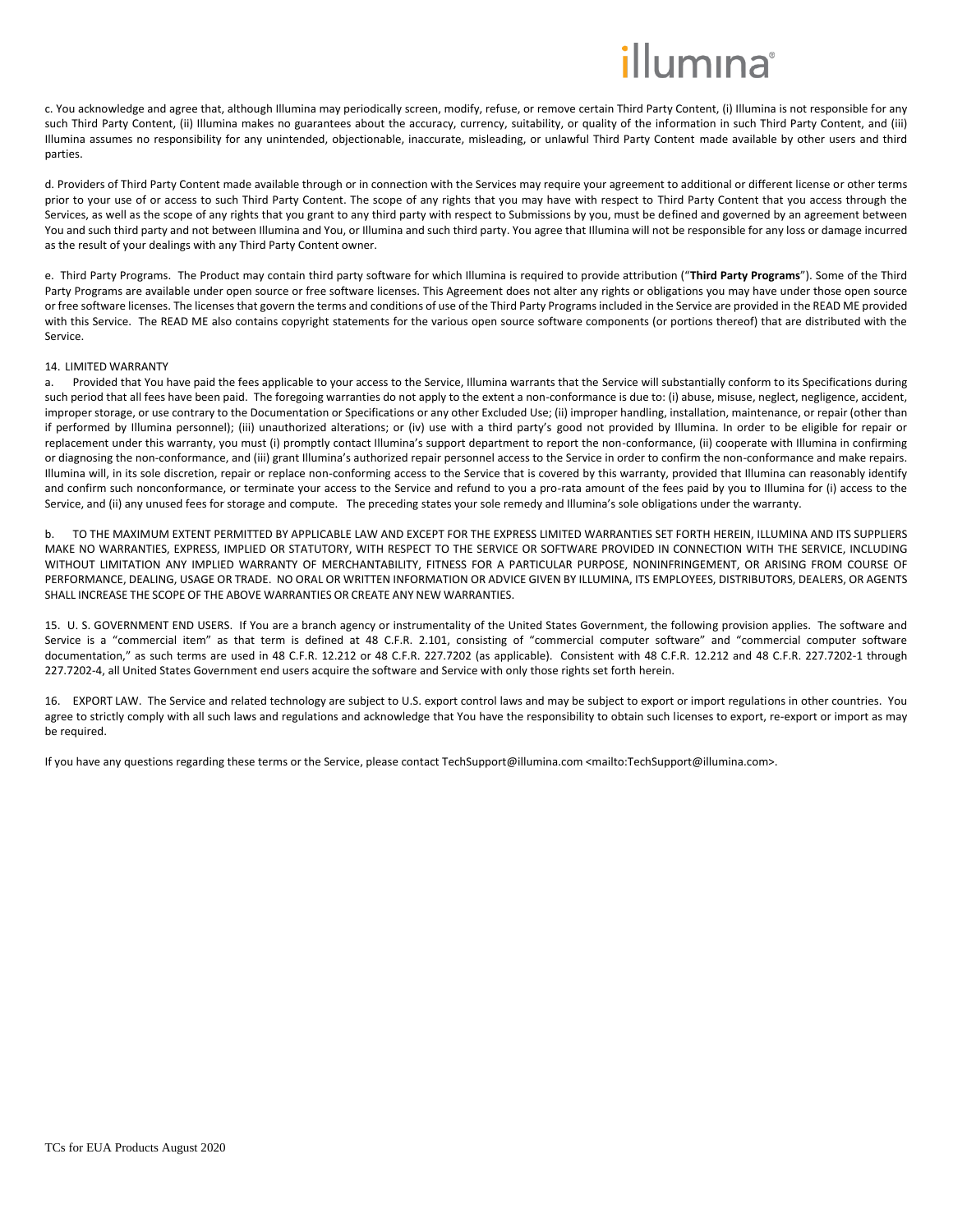c. You acknowledge and agree that, although Illumina may periodically screen, modify, refuse, or remove certain Third Party Content, (i) Illumina is not responsible for any such Third Party Content, (ii) Illumina makes no guarantees about the accuracy, currency, suitability, or quality of the information in such Third Party Content, and (iii) Illumina assumes no responsibility for any unintended, objectionable, inaccurate, misleading, or unlawful Third Party Content made available by other users and third parties.

d. Providers of Third Party Content made available through or in connection with the Services may require your agreement to additional or different license or other terms prior to your use of or access to such Third Party Content. The scope of any rights that you may have with respect to Third Party Content that you access through the Services, as well as the scope of any rights that you grant to any third party with respect to Submissions by you, must be defined and governed by an agreement between You and such third party and not between Illumina and You, or Illumina and such third party. You agree that Illumina will not be responsible for any loss or damage incurred as the result of your dealings with any Third Party Content owner.

e. Third Party Programs. The Product may contain third party software for which Illumina is required to provide attribution ("**Third Party Programs**"). Some of the Third Party Programs are available under open source or free software licenses. This Agreement does not alter any rights or obligations you may have under those open source or free software licenses. The licenses that govern the terms and conditions of use of the Third Party Programs included in the Service are provided in the READ ME provided with this Service. The READ ME also contains copyright statements for the various open source software components (or portions thereof) that are distributed with the Service.

14. LIMITED WARRANTY

a. Provided that You have paid the fees applicable to your access to the Service, Illumina warrants that the Service will substantially conform to its Specifications during such period that all fees have been paid. The foregoing warranties do not apply to the extent a non-conformance is due to: (i) abuse, misuse, neglect, negligence, accident, improper storage, or use contrary to the Documentation or Specifications or any other Excluded Use; (ii) improper handling, installation, maintenance, or repair (other than if performed by Illumina personnel); (iii) unauthorized alterations; or (iv) use with a third party's good not provided by Illumina. In order to be eligible for repair or replacement under this warranty, you must (i) promptly contact Illumina's support department to report the non-conformance, (ii) cooperate with Illumina in confirming or diagnosing the non-conformance, and (iii) grant Illumina's authorized repair personnel access to the Service in order to confirm the non-conformance and make repairs. Illumina will, in its sole discretion, repair or replace non-conforming access to the Service that is covered by this warranty, provided that Illumina can reasonably identify and confirm such nonconformance, or terminate your access to the Service and refund to you a pro-rata amount of the fees paid by you to Illumina for (i) access to the Service, and (ii) any unused fees for storage and compute. The preceding states your sole remedy and Illumina's sole obligations under the warranty.

b. TO THE MAXIMUM EXTENT PERMITTED BY APPLICABLE LAW AND EXCEPT FOR THE EXPRESS LIMITED WARRANTIES SET FORTH HEREIN, ILLUMINA AND ITS SUPPLIERS MAKE NO WARRANTIES, EXPRESS, IMPLIED OR STATUTORY, WITH RESPECT TO THE SERVICE OR SOFTWARE PROVIDED IN CONNECTION WITH THE SERVICE, INCLUDING WITHOUT LIMITATION ANY IMPLIED WARRANTY OF MERCHANTABILITY, FITNESS FOR A PARTICULAR PURPOSE, NONINFRINGEMENT, OR ARISING FROM COURSE OF PERFORMANCE, DEALING, USAGE OR TRADE. NO ORAL OR WRITTEN INFORMATION OR ADVICE GIVEN BY ILLUMINA, ITS EMPLOYEES, DISTRIBUTORS, DEALERS, OR AGENTS SHALL INCREASE THE SCOPE OF THE ABOVE WARRANTIES OR CREATE ANY NEW WARRANTIES.

15. U. S. GOVERNMENT END USERS. If You are a branch agency or instrumentality of the United States Government, the following provision applies. The software and Service is a "commercial item" as that term is defined at 48 C.F.R. 2.101, consisting of "commercial computer software" and "commercial computer software documentation," as such terms are used in 48 C.F.R. 12.212 or 48 C.F.R. 227.7202 (as applicable). Consistent with 48 C.F.R. 12.212 and 48 C.F.R. 227.7202-1 through 227.7202-4, all United States Government end users acquire the software and Service with only those rights set forth herein.

16. EXPORT LAW. The Service and related technology are subject to U.S. export control laws and may be subject to export or import regulations in other countries. You agree to strictly comply with all such laws and regulations and acknowledge that You have the responsibility to obtain such licenses to export, re-export or import as may be required.

If you have any questions regarding these terms or the Service, please contact TechSupport@illumina.com <mailto:TechSupport@illumina.com>.